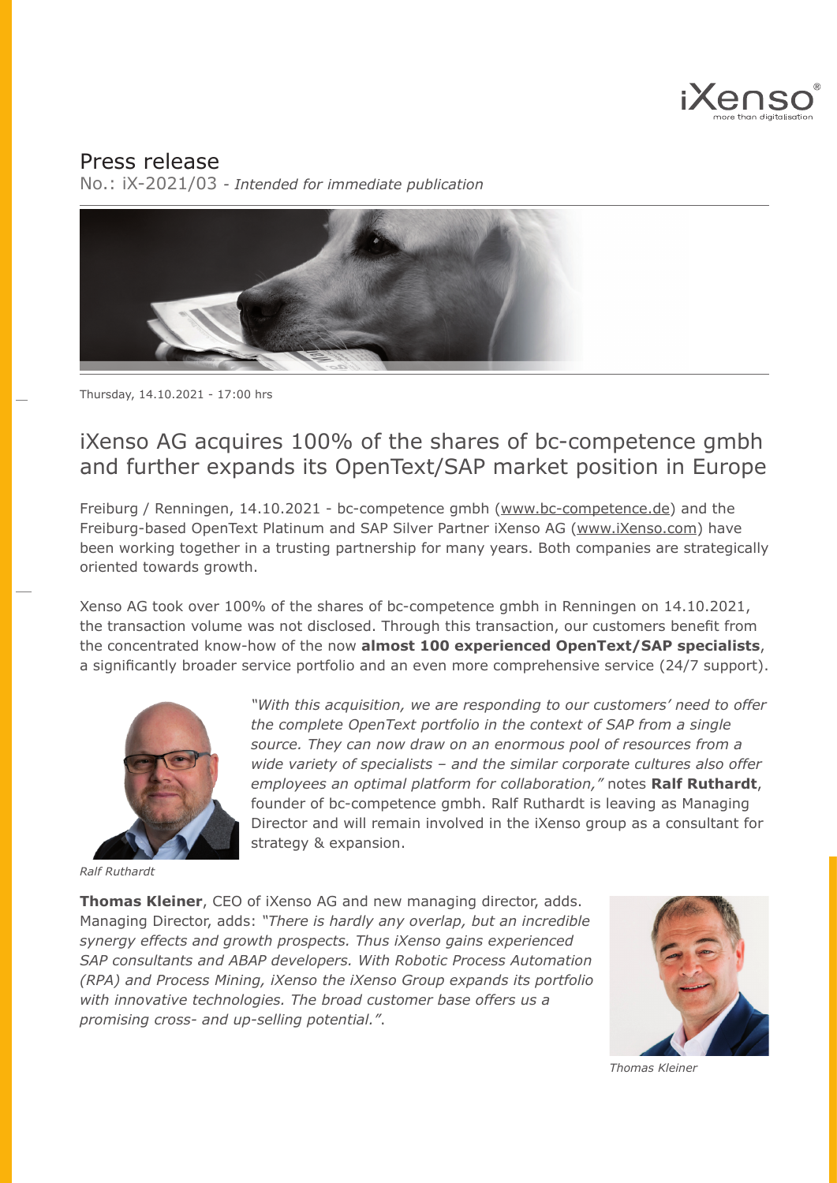# Press release

No.: iX-2021/03 - *Intended for immediate publication*

Thursday, 14.10.2021 - 17:00 hrs

## iXenso AG acquires 100% of the shares of bc-competence gmbh and further expands its OpenText/SAP market position in Europe

Freiburg / Renningen, 14.10.2021 - bc-competence gmbh (www.bc-competence.de) and the Freiburg-based OpenText Platinum and SAP Silver Partner iXenso AG (www.iXenso.com) have been working together in a trusting partnership for many years. Both companies are strategically oriented towards growth.

Xenso AG took over 100% of the shares of bc-competence gmbh in Renningen on 14.10.2021, the transaction volume was not disclosed. Through this transaction, our customers benefit from the concentrated know-how of the now **almost 100 experienced OpenText/SAP specialists**, a significantly broader service portfolio and an even more comprehensive service (24/7 support).

*"With this acquisition, we are responding to our customers' need to offer the complete OpenText portfolio in the context of SAP from a single source. They can now draw on an enormous pool of resources from a wide variety of specialists – and the similar corporate cultures also offer employees an optimal platform for collaboration,"* notes **Ralf Ruthardt**, founder of bc-competence gmbh. Ralf Ruthardt is leaving as Managing Director and will remain involved in the iXenso group as a consultant for strategy & expansion.

*Ralf Ruthardt*

**Thomas Kleiner**, CEO of iXenso AG and new managing director, adds. Managing Director, adds: *"There is hardly any overlap, but an incredible synergy effects and growth prospects. Thus iXenso gains experienced SAP consultants and ABAP developers. With Robotic Process Automation (RPA) and Process Mining, iXenso the iXenso Group expands its portfolio with innovative technologies. The broad customer base offers us a promising cross- and up-selling potential."*.

*Thomas Kleiner*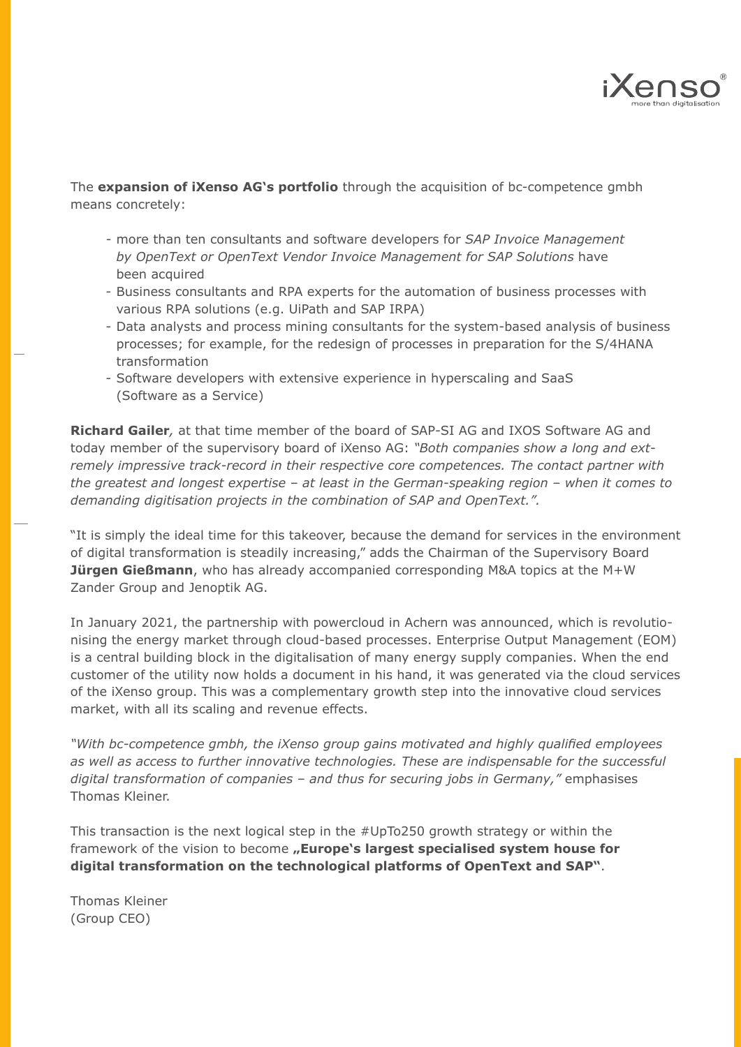The **expansion of iXenso AG's portfolio** through the acquisition of bc-competence gmbh means concretely:

- more than ten consultants and software developers for *SAP Invoice Management by OpenText or OpenText Vendor Invoice Management for SAP Solutions* have been acquired
- Business consultants and RPA experts for the automation of business processes with various RPA solutions (e.g. UiPath and SAP IRPA)
- Data analysts and process mining consultants for the system-based analysis of business processes; for example, for the redesign of processes in preparation for the S/4HANA transformation
- Software developers with extensive experience in hyperscaling and SaaS (Software as a Service)

**Richard Gailer**, at that time member of the board of SAP-SI AG and IXOS Software AG and today member of the supervisory board of iXenso AG: *"Both companies show a long and extremely impressive track-record in their respective core competences. The contact partner with the greatest and longest expertise – at least in the German-speaking region – when it comes to demanding digitisation projects in the combination of SAP and OpenText."*.

"It is simply the ideal time for this takeover, because the demand for services in the environment of digital transformation is steadily increasing," adds the Chairman of the Supervisory Board **Jürgen Gießmann**, who has already accompanied corresponding M&A topics at the M+W Zander Group and Jenoptik AG.

In January 2021, the partnership with powercloud in Achern was announced, which is revolutionising the energy market through cloud-based processes. Enterprise Output Management (EOM) is a central building block in the digitalisation of many energy supply companies. When the end customer of the utility now holds a document in his hand, it was generated via the cloud services of the iXenso group. This was a complementary growth step into the innovative cloud services market, with all its scaling and revenue effects.

*"With bc-competence gmbh, the iXenso group gains motivated and highly qualified employees as well as access to further innovative technologies. These are indispensable for the successful digital transformation of companies – and thus for securing jobs in Germany,"* emphasises Thomas Kleiner.

This transaction is the next logical step in the #UpTo250 growth strategy or within the framework of the vision to become **„Europe's largest specialised system house for digital transformation on the technological platforms of OpenText and SAP"**.

Thomas Kleiner
(Group CEO)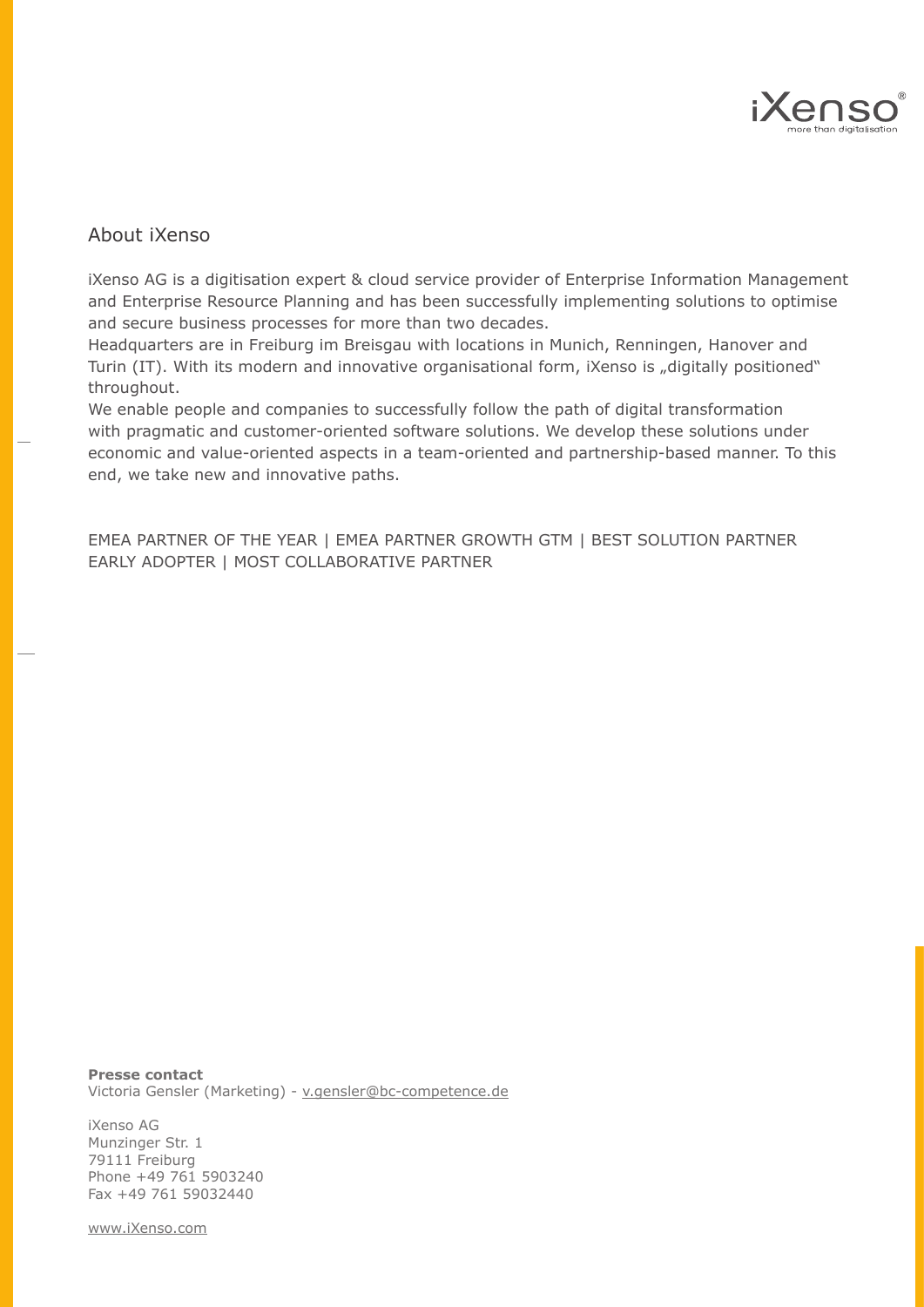## About iXenso

iXenso AG is a digitisation expert & cloud service provider of Enterprise Information Management and Enterprise Resource Planning and has been successfully implementing solutions to optimise and secure business processes for more than two decades.
Headquarters are in Freiburg im Breisgau with locations in Munich, Renningen, Hanover and Turin (IT). With its modern and innovative organisational form, iXenso is „digitally positioned" throughout.
We enable people and companies to successfully follow the path of digital transformation with pragmatic and customer-oriented software solutions. We develop these solutions under economic and value-oriented aspects in a team-oriented and partnership-based manner. To this end, we take new and innovative paths.

EMEA PARTNER OF THE YEAR | EMEA PARTNER GROWTH GTM | BEST SOLUTION PARTNER
EARLY ADOPTER | MOST COLLABORATIVE PARTNER

**Presse contact**
Victoria Gensler (Marketing) - v.gensler@bc-competence.de

iXenso AG
Munzinger Str. 1
79111 Freiburg
Phone +49 761 5903240
Fax +49 761 59032440

www.iXenso.com